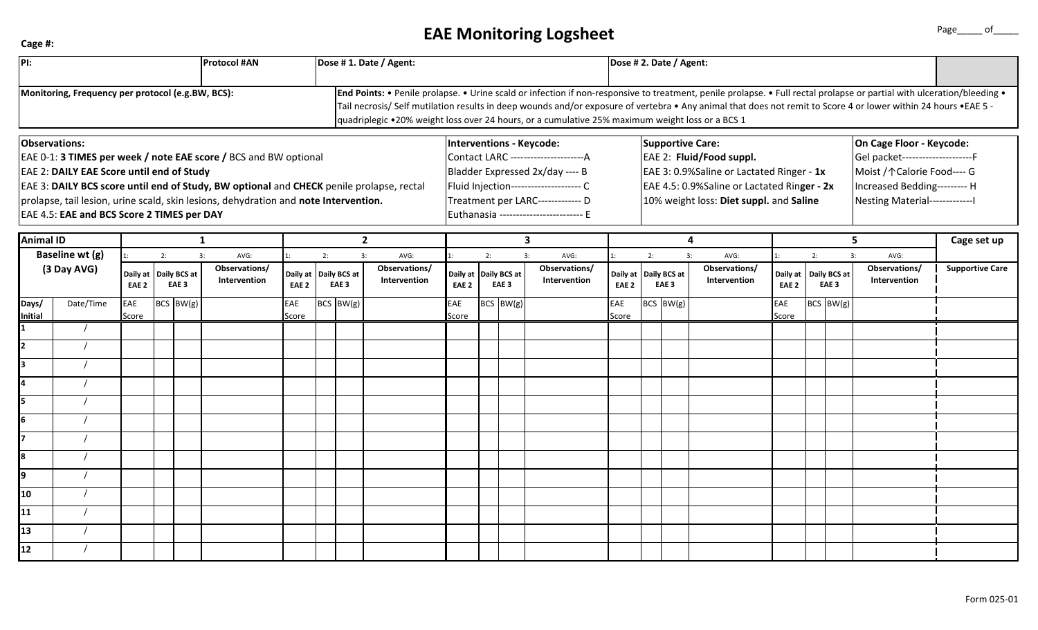# EAE Monitoring Logsheet

**Cage #:**

| PI: | Protocol #AN | Dose # 1. Date / Agent: | Dose # 2. Date / Agent: |
|---|---|---|---|
| **Monitoring, Frequency per protocol (e.g.BW, BCS):** | | **End Points:** • Penile prolapse. • Urine scald or infection if non-responsive to treatment, penile prolapse. • Full rectal prolapse or partial with ulceration/bleeding • Tail necrosis/ Self mutilation results in deep wounds and/or exposure of vertebra • Any animal that does not remit to Score 4 or lower within 24 hours •EAE 5 - quadriplegic •20% weight loss over 24 hours, or a cumulative 25% maximum weight loss or a BCS 1 | |

**Observations:**
EAE 0-1: **3 TIMES per week / note EAE score /** BCS and BW optional
EAE 2: **DAILY EAE Score until end of Study**
EAE 3: **DAILY BCS score until end of Study, BW optional** and **CHECK** penile prolapse, rectal prolapse, tail lesion, urine scald, skin lesions, dehydration and **note Intervention.**
EAE 4.5: **EAE and BCS Score 2 TIMES per DAY**

**Interventions - Keycode:**
Contact LARC ---------------------A
Bladder Expressed 2x/day ---- B
Fluid Injection--------------------- C
Treatment per LARC------------- D
Euthanasia ------------------------- E

**Supportive Care:**
EAE 2: **Fluid/Food suppl.**
EAE 3: 0.9%Saline or Lactated Ringer - **1x**
EAE 4.5: 0.9%Saline or Lactated Rin**ger - 2x**
10% weight loss: **Diet suppl.** and **Saline**

**On Cage Floor - Keycode:**
Gel packet---------------------F
Moist /↑Calorie Food---- G
Increased Bedding--------- H
Nesting Material-------------I

| Animal ID | | 1 | | | | 2 | | | | 3 | | | | 4 | | | | 5 | | | | Cage set up |
|---|---|---|---|---|---|---|---|---|---|---|---|---|---|---|---|---|---|---|---|---|---|---|
| Baseline wt (g) (3 Day AVG) | | 1: 2: 3: | | | AVG: | 1: 2: 3: | | | AVG: | 1: 2: 3: | | | AVG: | 1: 2: 3: | | | AVG: | 1: 2: 3: | | | AVG: | |
| | | Daily at EAE 2 | Daily BCS at EAE 3 | | Observations/ Intervention | Daily at EAE 2 | Daily BCS at EAE 3 | | Observations/ Intervention | Daily at EAE 2 | Daily BCS at EAE 3 | | Observations/ Intervention | Daily at EAE 2 | Daily BCS at EAE 3 | | Observations/ Intervention | Daily at EAE 2 | Daily BCS at EAE 3 | | Observations/ Intervention | Supportive Care |
| Days/ Initial | Date/Time | EAE Score | BCS | BW(g) | | EAE Score | BCS | BW(g) | | EAE Score | BCS | BW(g) | | EAE Score | BCS | BW(g) | | EAE Score | BCS | BW(g) | | |
| 1 | / | | | | | | | | | | | | | | | | | | | | | |
| 2 | / | | | | | | | | | | | | | | | | | | | | | |
| 3 | / | | | | | | | | | | | | | | | | | | | | | |
| 4 | / | | | | | | | | | | | | | | | | | | | | | |
| 5 | / | | | | | | | | | | | | | | | | | | | | | |
| 6 | / | | | | | | | | | | | | | | | | | | | | | |
| 7 | / | | | | | | | | | | | | | | | | | | | | | |
| 8 | / | | | | | | | | | | | | | | | | | | | | | |
| 9 | / | | | | | | | | | | | | | | | | | | | | | |
| 10 | / | | | | | | | | | | | | | | | | | | | | | |
| 11 | / | | | | | | | | | | | | | | | | | | | | | |
| 13 | / | | | | | | | | | | | | | | | | | | | | | |
| 12 | / | | | | | | | | | | | | | | | | | | | | | |

Form 025-01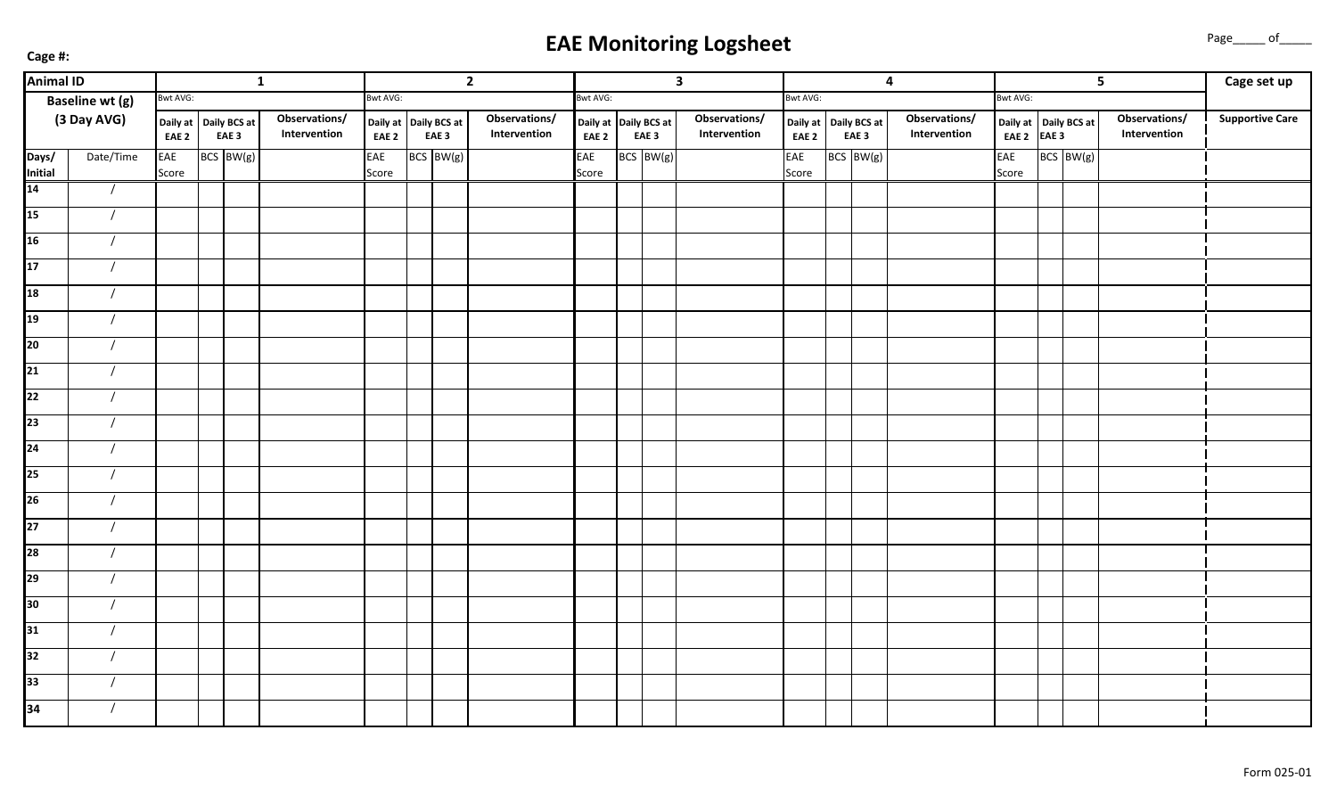Cage #:

# EAE Monitoring Logsheet

Page_____ of_____

| Animal ID | | 1 | | | | 2 | | | | 3 | | | | 4 | | | | 5 | | | | Cage set up |
|---|---|---|---|---|---|---|---|---|---|---|---|---|---|---|---|---|---|---|---|---|---|---|
| Baseline wt (g) (3 Day AVG) | | Bwt AVG: | | | | Bwt AVG: | | | | Bwt AVG: | | | | Bwt AVG: | | | | Bwt AVG: | | | | |
| | | Daily at EAE 2 | Daily BCS at EAE 3 | | Observations/ Intervention | Daily at EAE 2 | Daily BCS at EAE 3 | | Observations/ Intervention | Daily at EAE 2 | Daily BCS at EAE 3 | | Observations/ Intervention | Daily at EAE 2 | Daily BCS at EAE 3 | | Observations/ Intervention | Daily at EAE 2 | Daily BCS at EAE 3 | | Observations/ Intervention | Supportive Care |
| Days/ Initial | Date/Time | EAE Score | BCS | BW(g) | | EAE Score | BCS | BW(g) | | EAE Score | BCS | BW(g) | | EAE Score | BCS | BW(g) | | EAE Score | BCS | BW(g) | | |
| 14 | / | | | | | | | | | | | | | | | | | | | | | |
| 15 | / | | | | | | | | | | | | | | | | | | | | | |
| 16 | / | | | | | | | | | | | | | | | | | | | | | |
| 17 | / | | | | | | | | | | | | | | | | | | | | | |
| 18 | / | | | | | | | | | | | | | | | | | | | | | |
| 19 | / | | | | | | | | | | | | | | | | | | | | | |
| 20 | / | | | | | | | | | | | | | | | | | | | | | |
| 21 | / | | | | | | | | | | | | | | | | | | | | | |
| 22 | / | | | | | | | | | | | | | | | | | | | | | |
| 23 | / | | | | | | | | | | | | | | | | | | | | | |
| 24 | / | | | | | | | | | | | | | | | | | | | | | |
| 25 | / | | | | | | | | | | | | | | | | | | | | | |
| 26 | / | | | | | | | | | | | | | | | | | | | | | |
| 27 | / | | | | | | | | | | | | | | | | | | | | | |
| 28 | / | | | | | | | | | | | | | | | | | | | | | |
| 29 | / | | | | | | | | | | | | | | | | | | | | | |
| 30 | / | | | | | | | | | | | | | | | | | | | | | |
| 31 | / | | | | | | | | | | | | | | | | | | | | | |
| 32 | / | | | | | | | | | | | | | | | | | | | | | |
| 33 | / | | | | | | | | | | | | | | | | | | | | | |
| 34 | / | | | | | | | | | | | | | | | | | | | | | |

Form 025-01